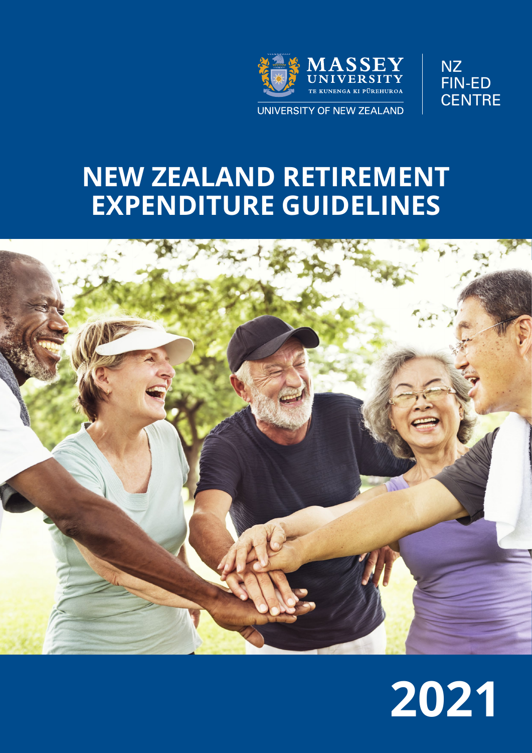MASSEY UNIVERSITY

TE KUNENGA KI PŪREHUROA

UNIVERSITY OF NEW ZEALAND

NZ FIN-ED CENTRE

# NEW ZEALAND RETIREMENT EXPENDITURE GUIDELINES

2021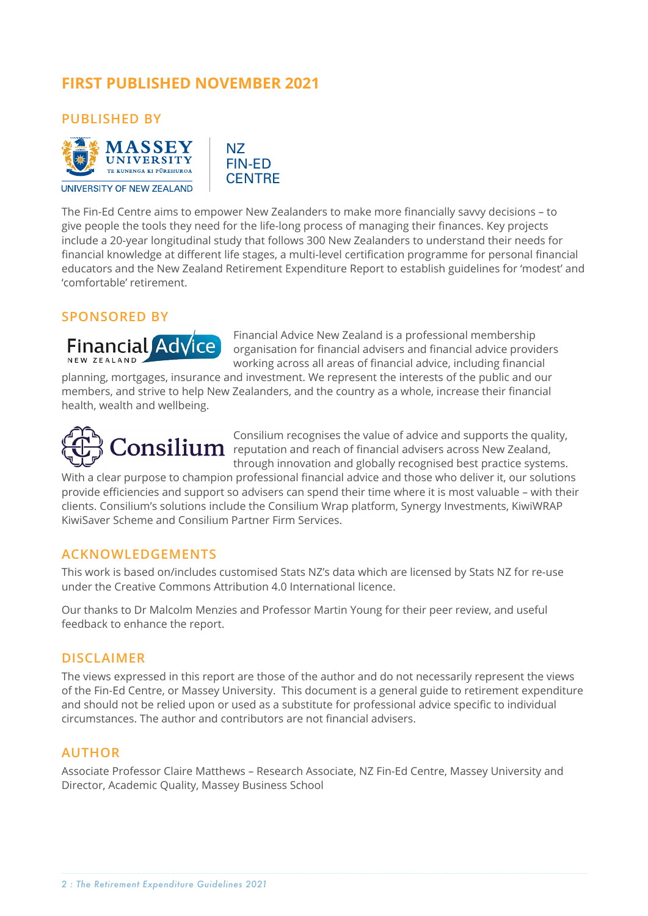## FIRST PUBLISHED NOVEMBER 2021

### PUBLISHED BY

MASSEY UNIVERSITY
TE KUNENGA KI PŪREHUROA
UNIVERSITY OF NEW ZEALAND

NZ FIN-ED CENTRE

The Fin-Ed Centre aims to empower New Zealanders to make more financially savvy decisions – to give people the tools they need for the life-long process of managing their finances. Key projects include a 20-year longitudinal study that follows 300 New Zealanders to understand their needs for financial knowledge at different life stages, a multi-level certification programme for personal financial educators and the New Zealand Retirement Expenditure Report to establish guidelines for 'modest' and 'comfortable' retirement.

### SPONSORED BY

Financial Advice NEW ZEALAND

Financial Advice New Zealand is a professional membership organisation for financial advisers and financial advice providers working across all areas of financial advice, including financial planning, mortgages, insurance and investment. We represent the interests of the public and our members, and strive to help New Zealanders, and the country as a whole, increase their financial health, wealth and wellbeing.

Consilium

Consilium recognises the value of advice and supports the quality, reputation and reach of financial advisers across New Zealand, through innovation and globally recognised best practice systems. With a clear purpose to champion professional financial advice and those who deliver it, our solutions provide efficiencies and support so advisers can spend their time where it is most valuable – with their clients. Consilium's solutions include the Consilium Wrap platform, Synergy Investments, KiwiWRAP KiwiSaver Scheme and Consilium Partner Firm Services.

### ACKNOWLEDGEMENTS

This work is based on/includes customised Stats NZ's data which are licensed by Stats NZ for re-use under the Creative Commons Attribution 4.0 International licence.

Our thanks to Dr Malcolm Menzies and Professor Martin Young for their peer review, and useful feedback to enhance the report.

### DISCLAIMER

The views expressed in this report are those of the author and do not necessarily represent the views of the Fin-Ed Centre, or Massey University. This document is a general guide to retirement expenditure and should not be relied upon or used as a substitute for professional advice specific to individual circumstances. The author and contributors are not financial advisers.

### AUTHOR

Associate Professor Claire Matthews – Research Associate, NZ Fin-Ed Centre, Massey University and Director, Academic Quality, Massey Business School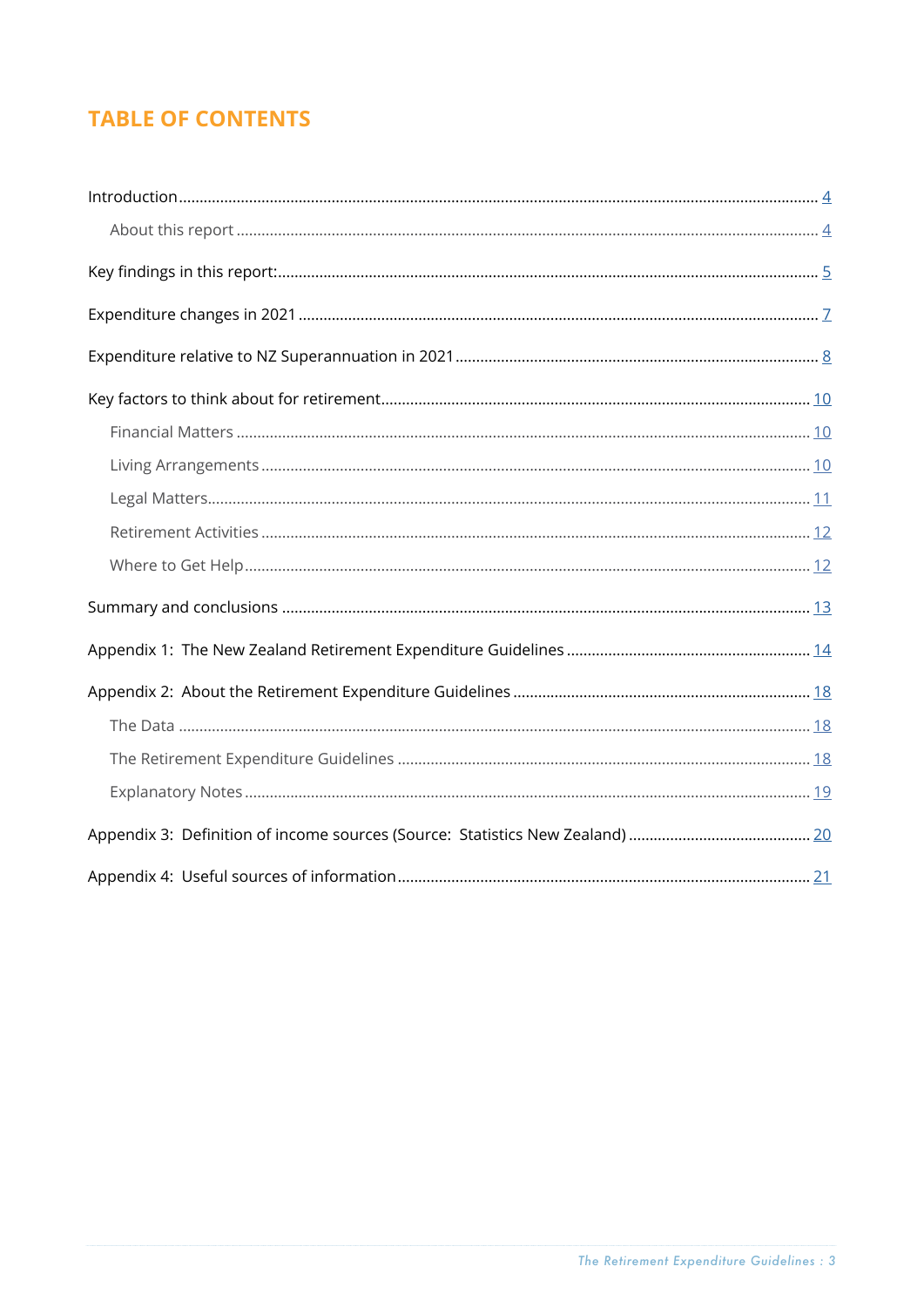## TABLE OF CONTENTS

- Introduction ........ 4
    - About this report ........ 4
- Key findings in this report: ........ 5
- Expenditure changes in 2021 ........ 7
- Expenditure relative to NZ Superannuation in 2021 ........ 8
- Key factors to think about for retirement ........ 10
    - Financial Matters ........ 10
    - Living Arrangements ........ 10
    - Legal Matters ........ 11
    - Retirement Activities ........ 12
    - Where to Get Help ........ 12
- Summary and conclusions ........ 13
- Appendix 1: The New Zealand Retirement Expenditure Guidelines ........ 14
- Appendix 2: About the Retirement Expenditure Guidelines ........ 18
    - The Data ........ 18
    - The Retirement Expenditure Guidelines ........ 18
    - Explanatory Notes ........ 19
- Appendix 3: Definition of income sources (Source: Statistics New Zealand) ........ 20
- Appendix 4: Useful sources of information ........ 21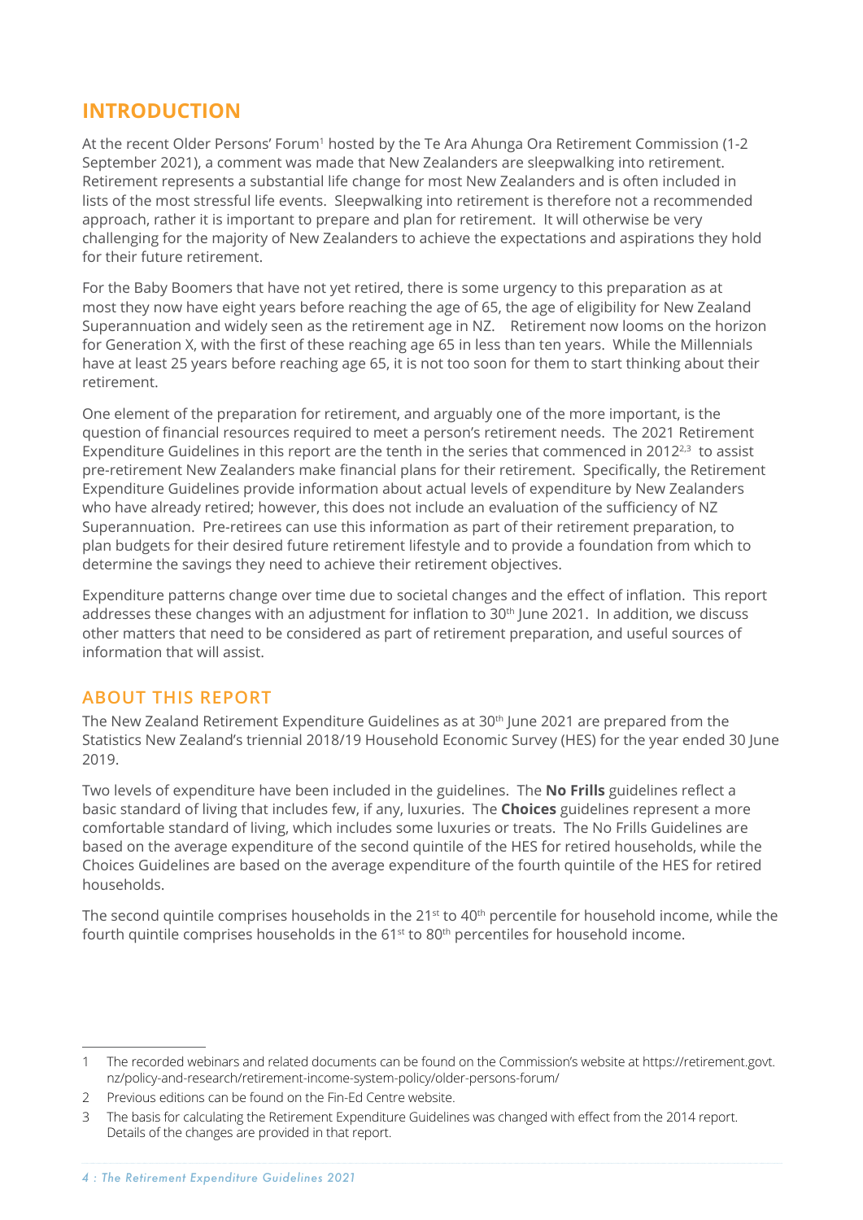## INTRODUCTION

At the recent Older Persons' Forum[1] hosted by the Te Ara Ahunga Ora Retirement Commission (1-2 September 2021), a comment was made that New Zealanders are sleepwalking into retirement. Retirement represents a substantial life change for most New Zealanders and is often included in lists of the most stressful life events. Sleepwalking into retirement is therefore not a recommended approach, rather it is important to prepare and plan for retirement. It will otherwise be very challenging for the majority of New Zealanders to achieve the expectations and aspirations they hold for their future retirement.

For the Baby Boomers that have not yet retired, there is some urgency to this preparation as at most they now have eight years before reaching the age of 65, the age of eligibility for New Zealand Superannuation and widely seen as the retirement age in NZ. Retirement now looms on the horizon for Generation X, with the first of these reaching age 65 in less than ten years. While the Millennials have at least 25 years before reaching age 65, it is not too soon for them to start thinking about their retirement.

One element of the preparation for retirement, and arguably one of the more important, is the question of financial resources required to meet a person's retirement needs. The 2021 Retirement Expenditure Guidelines in this report are the tenth in the series that commenced in 2012[2,3] to assist pre-retirement New Zealanders make financial plans for their retirement. Specifically, the Retirement Expenditure Guidelines provide information about actual levels of expenditure by New Zealanders who have already retired; however, this does not include an evaluation of the sufficiency of NZ Superannuation. Pre-retirees can use this information as part of their retirement preparation, to plan budgets for their desired future retirement lifestyle and to provide a foundation from which to determine the savings they need to achieve their retirement objectives.

Expenditure patterns change over time due to societal changes and the effect of inflation. This report addresses these changes with an adjustment for inflation to 30th June 2021. In addition, we discuss other matters that need to be considered as part of retirement preparation, and useful sources of information that will assist.

### ABOUT THIS REPORT

The New Zealand Retirement Expenditure Guidelines as at 30th June 2021 are prepared from the Statistics New Zealand's triennial 2018/19 Household Economic Survey (HES) for the year ended 30 June 2019.

Two levels of expenditure have been included in the guidelines. The **No Frills** guidelines reflect a basic standard of living that includes few, if any, luxuries. The **Choices** guidelines represent a more comfortable standard of living, which includes some luxuries or treats. The No Frills Guidelines are based on the average expenditure of the second quintile of the HES for retired households, while the Choices Guidelines are based on the average expenditure of the fourth quintile of the HES for retired households.

The second quintile comprises households in the 21st to 40th percentile for household income, while the fourth quintile comprises households in the 61st to 80th percentiles for household income.

---

1 The recorded webinars and related documents can be found on the Commission's website at https://retirement.govt.nz/policy-and-research/retirement-income-system-policy/older-persons-forum/

2 Previous editions can be found on the Fin-Ed Centre website.

3 The basis for calculating the Retirement Expenditure Guidelines was changed with effect from the 2014 report. Details of the changes are provided in that report.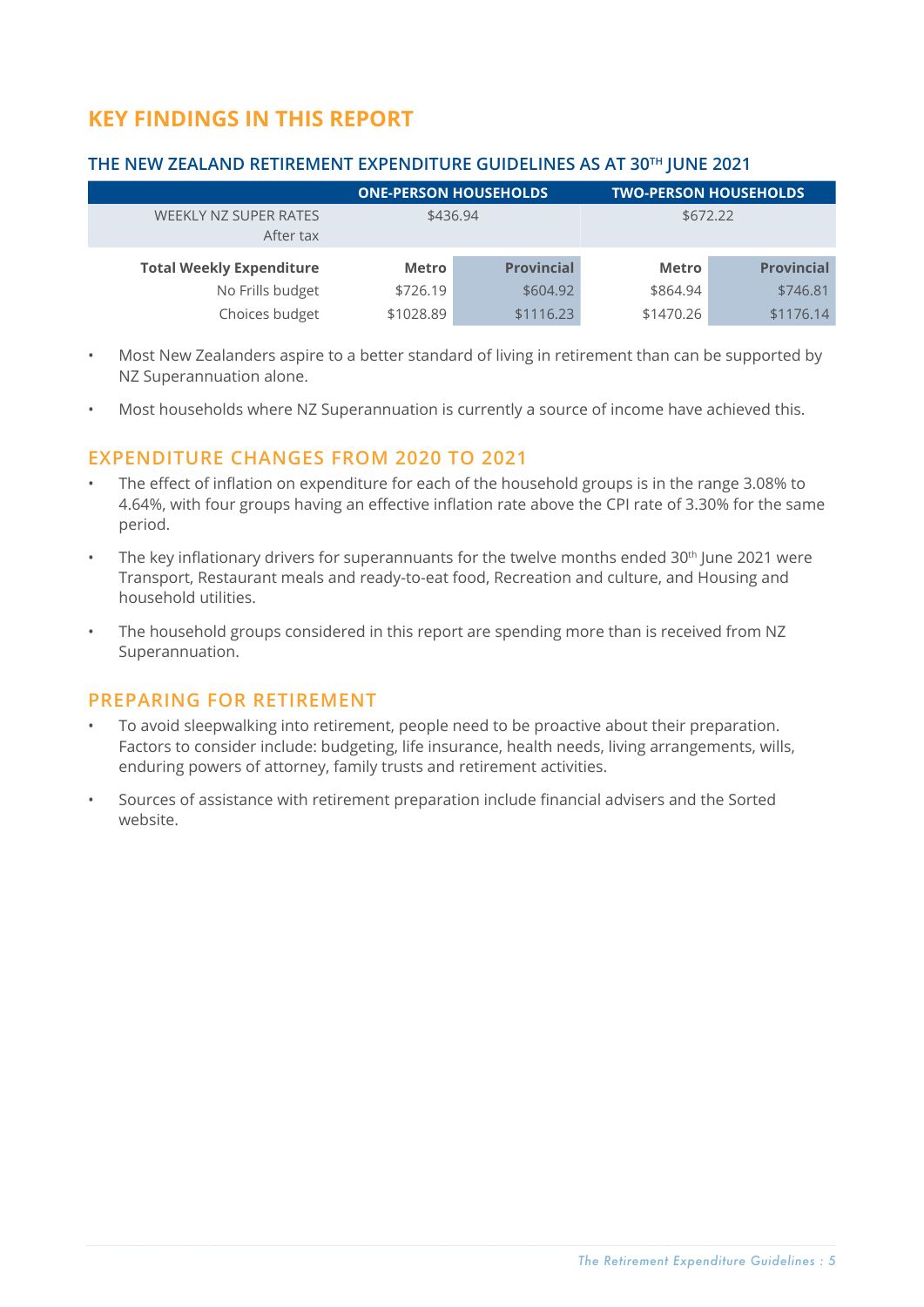# KEY FINDINGS IN THIS REPORT

## THE NEW ZEALAND RETIREMENT EXPENDITURE GUIDELINES AS AT 30TH JUNE 2021

| | ONE-PERSON HOUSEHOLDS | | TWO-PERSON HOUSEHOLDS | |
|---|---|---|---|---|
| WEEKLY NZ SUPER RATES After tax | $436.94 | | $672.22 | |
| **Total Weekly Expenditure** | **Metro** | **Provincial** | **Metro** | **Provincial** |
| No Frills budget | $726.19 | $604.92 | $864.94 | $746.81 |
| Choices budget | $1028.89 | $1116.23 | $1470.26 | $1176.14 |

- Most New Zealanders aspire to a better standard of living in retirement than can be supported by NZ Superannuation alone.
- Most households where NZ Superannuation is currently a source of income have achieved this.

## EXPENDITURE CHANGES FROM 2020 TO 2021

- The effect of inflation on expenditure for each of the household groups is in the range 3.08% to 4.64%, with four groups having an effective inflation rate above the CPI rate of 3.30% for the same period.
- The key inflationary drivers for superannuants for the twelve months ended 30th June 2021 were Transport, Restaurant meals and ready-to-eat food, Recreation and culture, and Housing and household utilities.
- The household groups considered in this report are spending more than is received from NZ Superannuation.

## PREPARING FOR RETIREMENT

- To avoid sleepwalking into retirement, people need to be proactive about their preparation. Factors to consider include: budgeting, life insurance, health needs, living arrangements, wills, enduring powers of attorney, family trusts and retirement activities.
- Sources of assistance with retirement preparation include financial advisers and the Sorted website.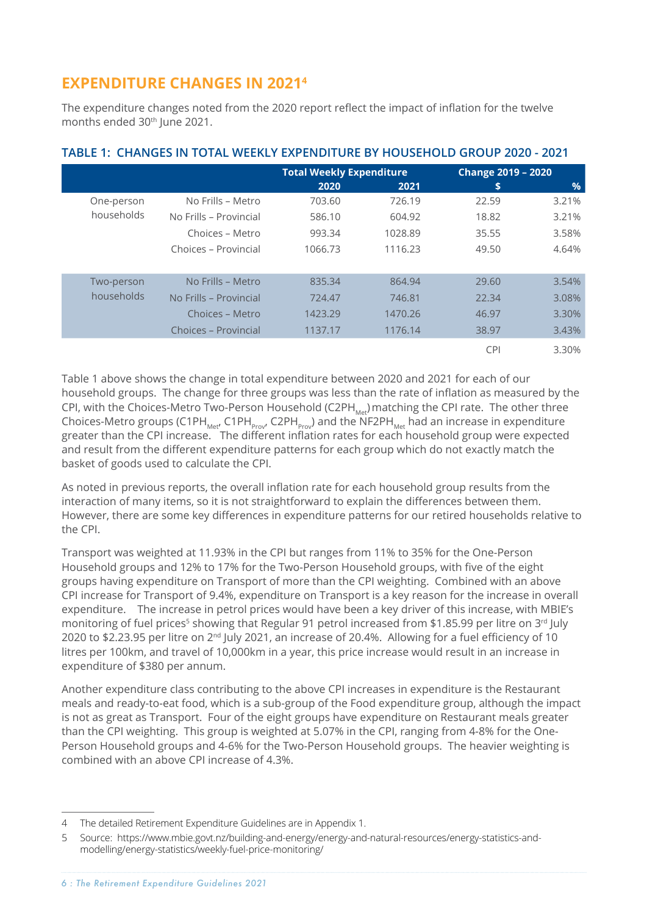## EXPENDITURE CHANGES IN 2021[4]

The expenditure changes noted from the 2020 report reflect the impact of inflation for the twelve months ended 30th June 2021.

### TABLE 1: CHANGES IN TOTAL WEEKLY EXPENDITURE BY HOUSEHOLD GROUP 2020 - 2021

| | | Total Weekly Expenditure | | Change 2019 – 2020 | |
|---|---|---|---|---|---|
| | | 2020 | 2021 | $ | % |
| One-person households | No Frills – Metro | 703.60 | 726.19 | 22.59 | 3.21% |
| | No Frills – Provincial | 586.10 | 604.92 | 18.82 | 3.21% |
| | Choices – Metro | 993.34 | 1028.89 | 35.55 | 3.58% |
| | Choices – Provincial | 1066.73 | 1116.23 | 49.50 | 4.64% |
| Two-person households | No Frills – Metro | 835.34 | 864.94 | 29.60 | 3.54% |
| | No Frills – Provincial | 724.47 | 746.81 | 22.34 | 3.08% |
| | Choices – Metro | 1423.29 | 1470.26 | 46.97 | 3.30% |
| | Choices – Provincial | 1137.17 | 1176.14 | 38.97 | 3.43% |
| | | | | CPI | 3.30% |

Table 1 above shows the change in total expenditure between 2020 and 2021 for each of our household groups. The change for three groups was less than the rate of inflation as measured by the CPI, with the Choices-Metro Two-Person Household ($C2PH_{Met}$) matching the CPI rate. The other three Choices-Metro groups ($C1PH_{Met}$, $C1PH_{Prov}$, $C2PH_{Prov}$) and the $NF2PH_{Met}$ had an increase in expenditure greater than the CPI increase. The different inflation rates for each household group were expected and result from the different expenditure patterns for each group which do not exactly match the basket of goods used to calculate the CPI.

As noted in previous reports, the overall inflation rate for each household group results from the interaction of many items, so it is not straightforward to explain the differences between them. However, there are some key differences in expenditure patterns for our retired households relative to the CPI.

Transport was weighted at 11.93% in the CPI but ranges from 11% to 35% for the One-Person Household groups and 12% to 17% for the Two-Person Household groups, with five of the eight groups having expenditure on Transport of more than the CPI weighting. Combined with an above CPI increase for Transport of 9.4%, expenditure on Transport is a key reason for the increase in overall expenditure. The increase in petrol prices would have been a key driver of this increase, with MBIE's monitoring of fuel prices[5] showing that Regular 91 petrol increased from $1.85.99 per litre on 3rd July 2020 to $2.23.95 per litre on 2nd July 2021, an increase of 20.4%. Allowing for a fuel efficiency of 10 litres per 100km, and travel of 10,000km in a year, this price increase would result in an increase in expenditure of $380 per annum.

Another expenditure class contributing to the above CPI increases in expenditure is the Restaurant meals and ready-to-eat food, which is a sub-group of the Food expenditure group, although the impact is not as great as Transport. Four of the eight groups have expenditure on Restaurant meals greater than the CPI weighting. This group is weighted at 5.07% in the CPI, ranging from 4-8% for the One-Person Household groups and 4-6% for the Two-Person Household groups. The heavier weighting is combined with an above CPI increase of 4.3%.

---

4 The detailed Retirement Expenditure Guidelines are in Appendix 1.

5 Source: https://www.mbie.govt.nz/building-and-energy/energy-and-natural-resources/energy-statistics-and-modelling/energy-statistics/weekly-fuel-price-monitoring/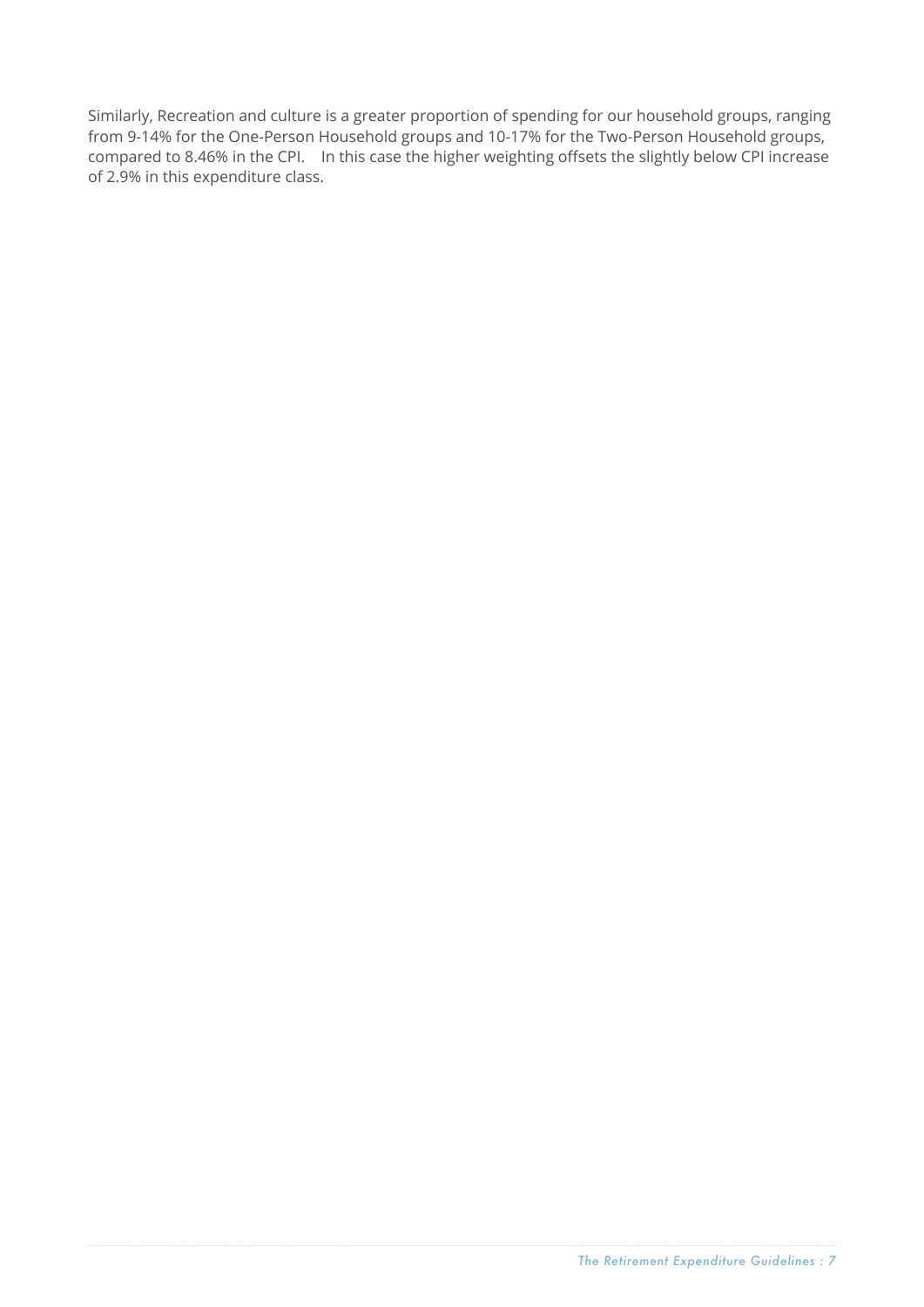Similarly, Recreation and culture is a greater proportion of spending for our household groups, ranging from 9-14% for the One-Person Household groups and 10-17% for the Two-Person Household groups, compared to 8.46% in the CPI. In this case the higher weighting offsets the slightly below CPI increase of 2.9% in this expenditure class.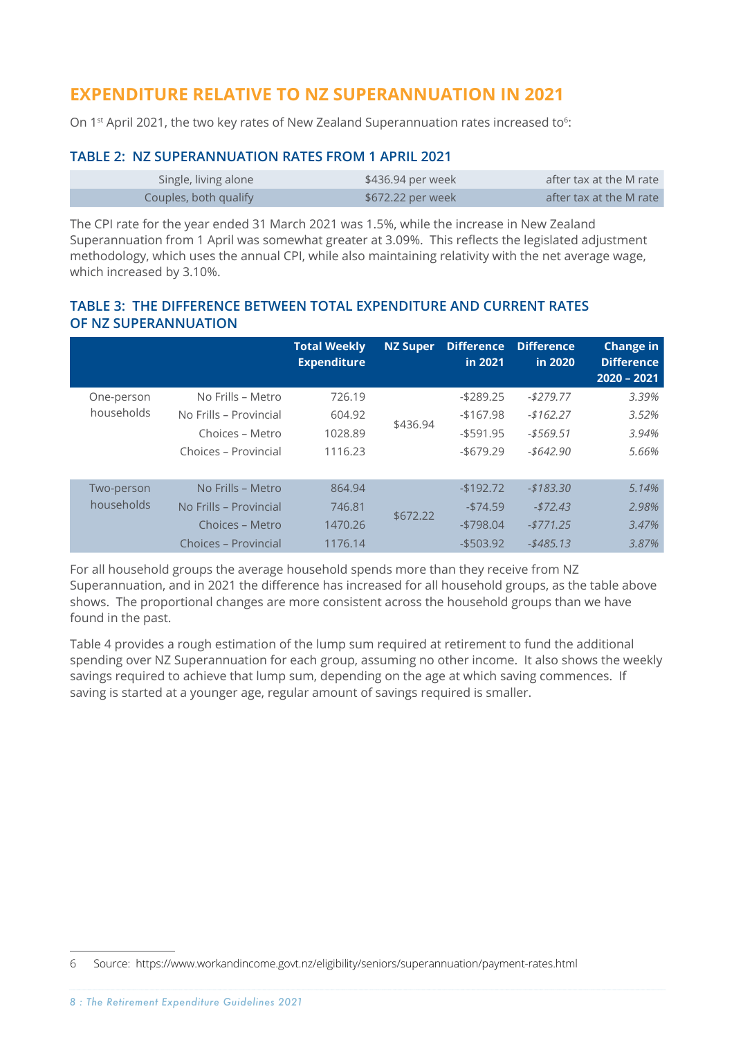## EXPENDITURE RELATIVE TO NZ SUPERANNUATION IN 2021

On 1st April 2021, the two key rates of New Zealand Superannuation rates increased to[6]:

### TABLE 2: NZ SUPERANNUATION RATES FROM 1 APRIL 2021

| | | |
|---|---|---|
| Single, living alone | $436.94 per week | after tax at the M rate |
| Couples, both qualify | $672.22 per week | after tax at the M rate |

The CPI rate for the year ended 31 March 2021 was 1.5%, while the increase in New Zealand Superannuation from 1 April was somewhat greater at 3.09%. This reflects the legislated adjustment methodology, which uses the annual CPI, while also maintaining relativity with the net average wage, which increased by 3.10%.

### TABLE 3: THE DIFFERENCE BETWEEN TOTAL EXPENDITURE AND CURRENT RATES OF NZ SUPERANNUATION

| | | Total Weekly Expenditure | NZ Super | Difference in 2021 | Difference in 2020 | Change in Difference 2020 – 2021 |
|---|---|---|---|---|---|---|
| One-person households | No Frills – Metro | 726.19 | $436.94 | -$289.25 | *-$279.77* | *3.39%* |
| | No Frills – Provincial | 604.92 | | -$167.98 | *-$162.27* | *3.52%* |
| | Choices – Metro | 1028.89 | | -$591.95 | *-$569.51* | *3.94%* |
| | Choices – Provincial | 1116.23 | | -$679.29 | *-$642.90* | *5.66%* |
| Two-person households | No Frills – Metro | 864.94 | $672.22 | -$192.72 | *-$183.30* | *5.14%* |
| | No Frills – Provincial | 746.81 | | -$74.59 | *-$72.43* | *2.98%* |
| | Choices – Metro | 1470.26 | | -$798.04 | *-$771.25* | *3.47%* |
| | Choices – Provincial | 1176.14 | | -$503.92 | *-$485.13* | *3.87%* |

For all household groups the average household spends more than they receive from NZ Superannuation, and in 2021 the difference has increased for all household groups, as the table above shows. The proportional changes are more consistent across the household groups than we have found in the past.

Table 4 provides a rough estimation of the lump sum required at retirement to fund the additional spending over NZ Superannuation for each group, assuming no other income. It also shows the weekly savings required to achieve that lump sum, depending on the age at which saving commences. If saving is started at a younger age, regular amount of savings required is smaller.

6 Source: https://www.workandincome.govt.nz/eligibility/seniors/superannuation/payment-rates.html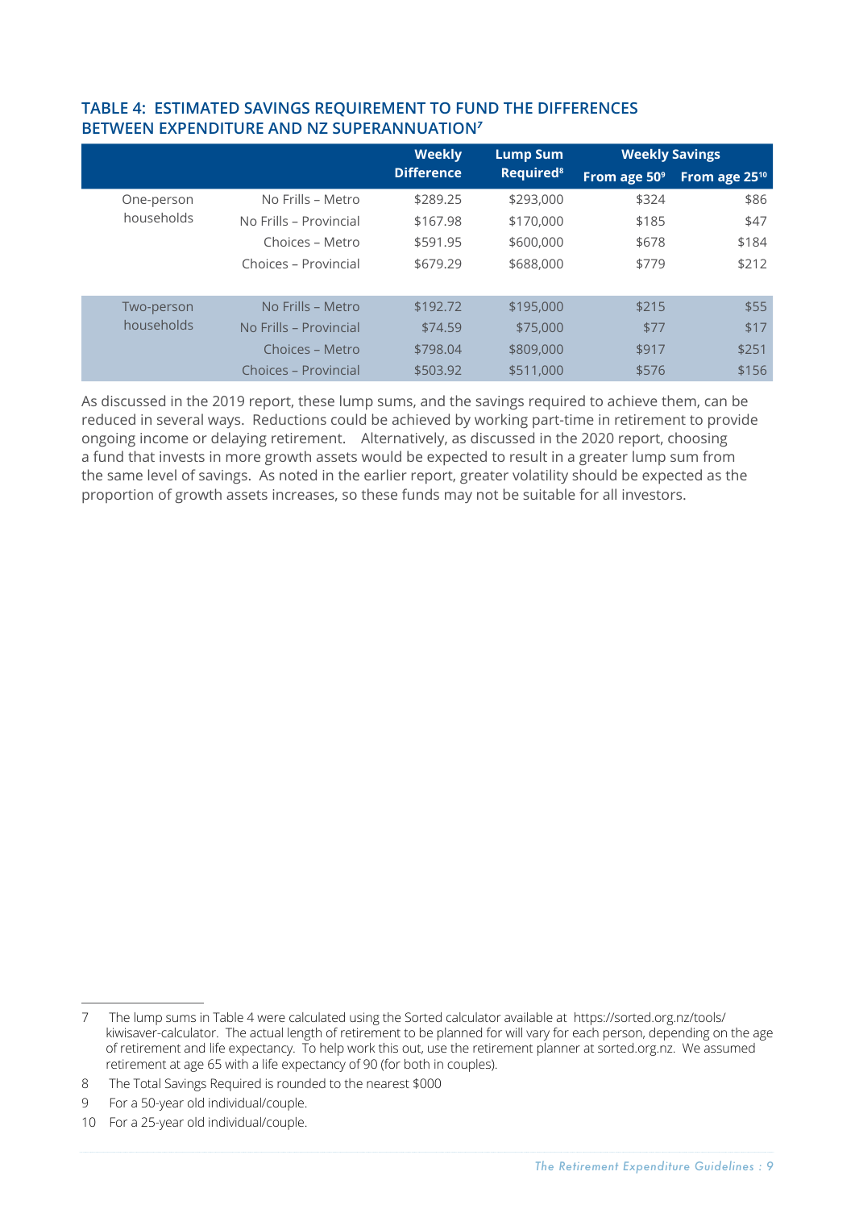### TABLE 4: ESTIMATED SAVINGS REQUIREMENT TO FUND THE DIFFERENCES BETWEEN EXPENDITURE AND NZ SUPERANNUATION[7]

| | | Weekly Difference | Lump Sum Required[8] | Weekly Savings | |
|---|---|---|---|---|---|
| | | | | From age 50[9] | From age 25[10] |
| One-person households | No Frills – Metro | $289.25 | $293,000 | $324 | $86 |
| | No Frills – Provincial | $167.98 | $170,000 | $185 | $47 |
| | Choices – Metro | $591.95 | $600,000 | $678 | $184 |
| | Choices – Provincial | $679.29 | $688,000 | $779 | $212 |
| Two-person households | No Frills – Metro | $192.72 | $195,000 | $215 | $55 |
| | No Frills – Provincial | $74.59 | $75,000 | $77 | $17 |
| | Choices – Metro | $798.04 | $809,000 | $917 | $251 |
| | Choices – Provincial | $503.92 | $511,000 | $576 | $156 |

As discussed in the 2019 report, these lump sums, and the savings required to achieve them, can be reduced in several ways. Reductions could be achieved by working part-time in retirement to provide ongoing income or delaying retirement. Alternatively, as discussed in the 2020 report, choosing a fund that invests in more growth assets would be expected to result in a greater lump sum from the same level of savings. As noted in the earlier report, greater volatility should be expected as the proportion of growth assets increases, so these funds may not be suitable for all investors.

---

7 The lump sums in Table 4 were calculated using the Sorted calculator available at https://sorted.org.nz/tools/kiwisaver-calculator. The actual length of retirement to be planned for will vary for each person, depending on the age of retirement and life expectancy. To help work this out, use the retirement planner at sorted.org.nz. We assumed retirement at age 65 with a life expectancy of 90 (for both in couples).

8 The Total Savings Required is rounded to the nearest $000

9 For a 50-year old individual/couple.

10 For a 25-year old individual/couple.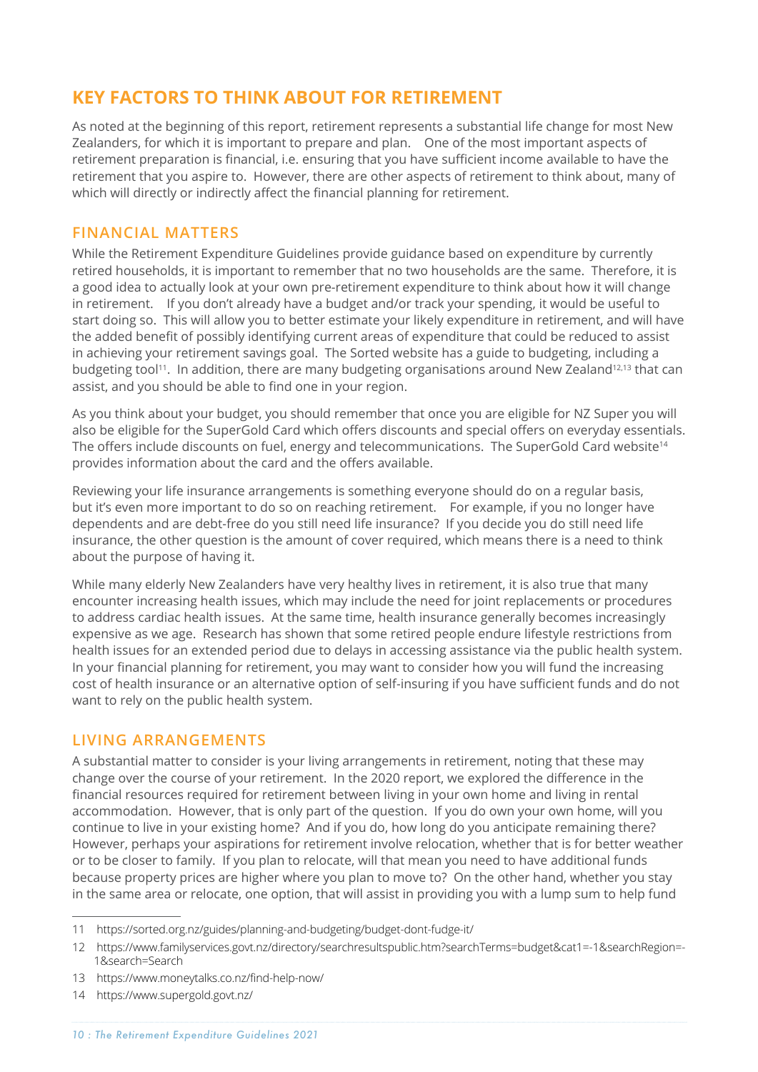## KEY FACTORS TO THINK ABOUT FOR RETIREMENT

As noted at the beginning of this report, retirement represents a substantial life change for most New Zealanders, for which it is important to prepare and plan. One of the most important aspects of retirement preparation is financial, i.e. ensuring that you have sufficient income available to have the retirement that you aspire to. However, there are other aspects of retirement to think about, many of which will directly or indirectly affect the financial planning for retirement.

### FINANCIAL MATTERS

While the Retirement Expenditure Guidelines provide guidance based on expenditure by currently retired households, it is important to remember that no two households are the same. Therefore, it is a good idea to actually look at your own pre-retirement expenditure to think about how it will change in retirement. If you don't already have a budget and/or track your spending, it would be useful to start doing so. This will allow you to better estimate your likely expenditure in retirement, and will have the added benefit of possibly identifying current areas of expenditure that could be reduced to assist in achieving your retirement savings goal. The Sorted website has a guide to budgeting, including a budgeting tool[11]. In addition, there are many budgeting organisations around New Zealand[12,13] that can assist, and you should be able to find one in your region.

As you think about your budget, you should remember that once you are eligible for NZ Super you will also be eligible for the SuperGold Card which offers discounts and special offers on everyday essentials. The offers include discounts on fuel, energy and telecommunications. The SuperGold Card website[14] provides information about the card and the offers available.

Reviewing your life insurance arrangements is something everyone should do on a regular basis, but it's even more important to do so on reaching retirement. For example, if you no longer have dependents and are debt-free do you still need life insurance? If you decide you do still need life insurance, the other question is the amount of cover required, which means there is a need to think about the purpose of having it.

While many elderly New Zealanders have very healthy lives in retirement, it is also true that many encounter increasing health issues, which may include the need for joint replacements or procedures to address cardiac health issues. At the same time, health insurance generally becomes increasingly expensive as we age. Research has shown that some retired people endure lifestyle restrictions from health issues for an extended period due to delays in accessing assistance via the public health system. In your financial planning for retirement, you may want to consider how you will fund the increasing cost of health insurance or an alternative option of self-insuring if you have sufficient funds and do not want to rely on the public health system.

### LIVING ARRANGEMENTS

A substantial matter to consider is your living arrangements in retirement, noting that these may change over the course of your retirement. In the 2020 report, we explored the difference in the financial resources required for retirement between living in your own home and living in rental accommodation. However, that is only part of the question. If you do own your own home, will you continue to live in your existing home? And if you do, how long do you anticipate remaining there? However, perhaps your aspirations for retirement involve relocation, whether that is for better weather or to be closer to family. If you plan to relocate, will that mean you need to have additional funds because property prices are higher where you plan to move to? On the other hand, whether you stay in the same area or relocate, one option, that will assist in providing you with a lump sum to help fund

---

11 https://sorted.org.nz/guides/planning-and-budgeting/budget-dont-fudge-it/

12 https://www.familyservices.govt.nz/directory/searchresultspublic.htm?searchTerms=budget&cat1=-1&searchRegion=-1&search=Search

13 https://www.moneytalks.co.nz/find-help-now/

14 https://www.supergold.govt.nz/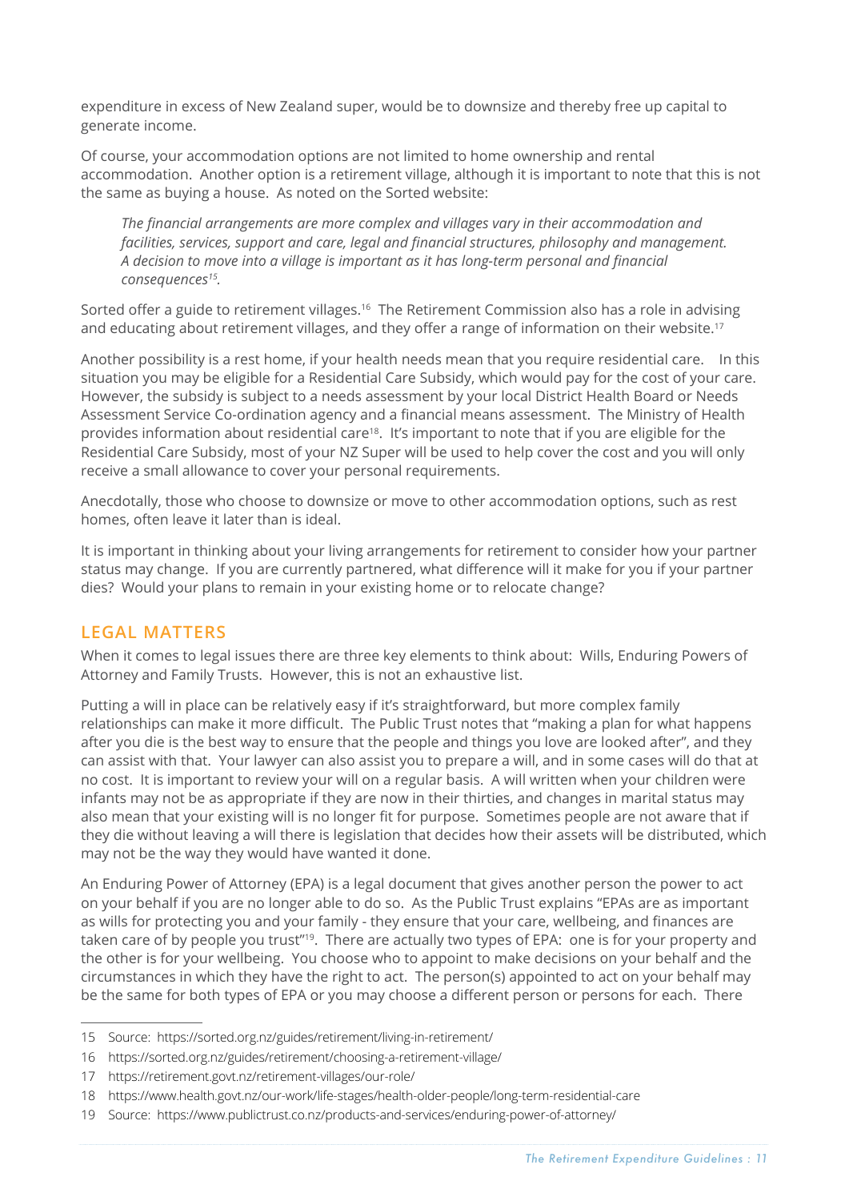expenditure in excess of New Zealand super, would be to downsize and thereby free up capital to generate income.

Of course, your accommodation options are not limited to home ownership and rental accommodation. Another option is a retirement village, although it is important to note that this is not the same as buying a house. As noted on the Sorted website:

> *The financial arrangements are more complex and villages vary in their accommodation and facilities, services, support and care, legal and financial structures, philosophy and management. A decision to move into a village is important as it has long-term personal and financial consequences[15].*

Sorted offer a guide to retirement villages.[16] The Retirement Commission also has a role in advising and educating about retirement villages, and they offer a range of information on their website.[17]

Another possibility is a rest home, if your health needs mean that you require residential care. In this situation you may be eligible for a Residential Care Subsidy, which would pay for the cost of your care. However, the subsidy is subject to a needs assessment by your local District Health Board or Needs Assessment Service Co-ordination agency and a financial means assessment. The Ministry of Health provides information about residential care[18]. It's important to note that if you are eligible for the Residential Care Subsidy, most of your NZ Super will be used to help cover the cost and you will only receive a small allowance to cover your personal requirements.

Anecdotally, those who choose to downsize or move to other accommodation options, such as rest homes, often leave it later than is ideal.

It is important in thinking about your living arrangements for retirement to consider how your partner status may change. If you are currently partnered, what difference will it make for you if your partner dies? Would your plans to remain in your existing home or to relocate change?

## LEGAL MATTERS

When it comes to legal issues there are three key elements to think about: Wills, Enduring Powers of Attorney and Family Trusts. However, this is not an exhaustive list.

Putting a will in place can be relatively easy if it's straightforward, but more complex family relationships can make it more difficult. The Public Trust notes that "making a plan for what happens after you die is the best way to ensure that the people and things you love are looked after", and they can assist with that. Your lawyer can also assist you to prepare a will, and in some cases will do that at no cost. It is important to review your will on a regular basis. A will written when your children were infants may not be as appropriate if they are now in their thirties, and changes in marital status may also mean that your existing will is no longer fit for purpose. Sometimes people are not aware that if they die without leaving a will there is legislation that decides how their assets will be distributed, which may not be the way they would have wanted it done.

An Enduring Power of Attorney (EPA) is a legal document that gives another person the power to act on your behalf if you are no longer able to do so. As the Public Trust explains "EPAs are as important as wills for protecting you and your family - they ensure that your care, wellbeing, and finances are taken care of by people you trust"[19]. There are actually two types of EPA: one is for your property and the other is for your wellbeing. You choose who to appoint to make decisions on your behalf and the circumstances in which they have the right to act. The person(s) appointed to act on your behalf may be the same for both types of EPA or you may choose a different person or persons for each. There

---

15 Source: https://sorted.org.nz/guides/retirement/living-in-retirement/

16 https://sorted.org.nz/guides/retirement/choosing-a-retirement-village/

17 https://retirement.govt.nz/retirement-villages/our-role/

18 https://www.health.govt.nz/our-work/life-stages/health-older-people/long-term-residential-care

19 Source: https://www.publictrust.co.nz/products-and-services/enduring-power-of-attorney/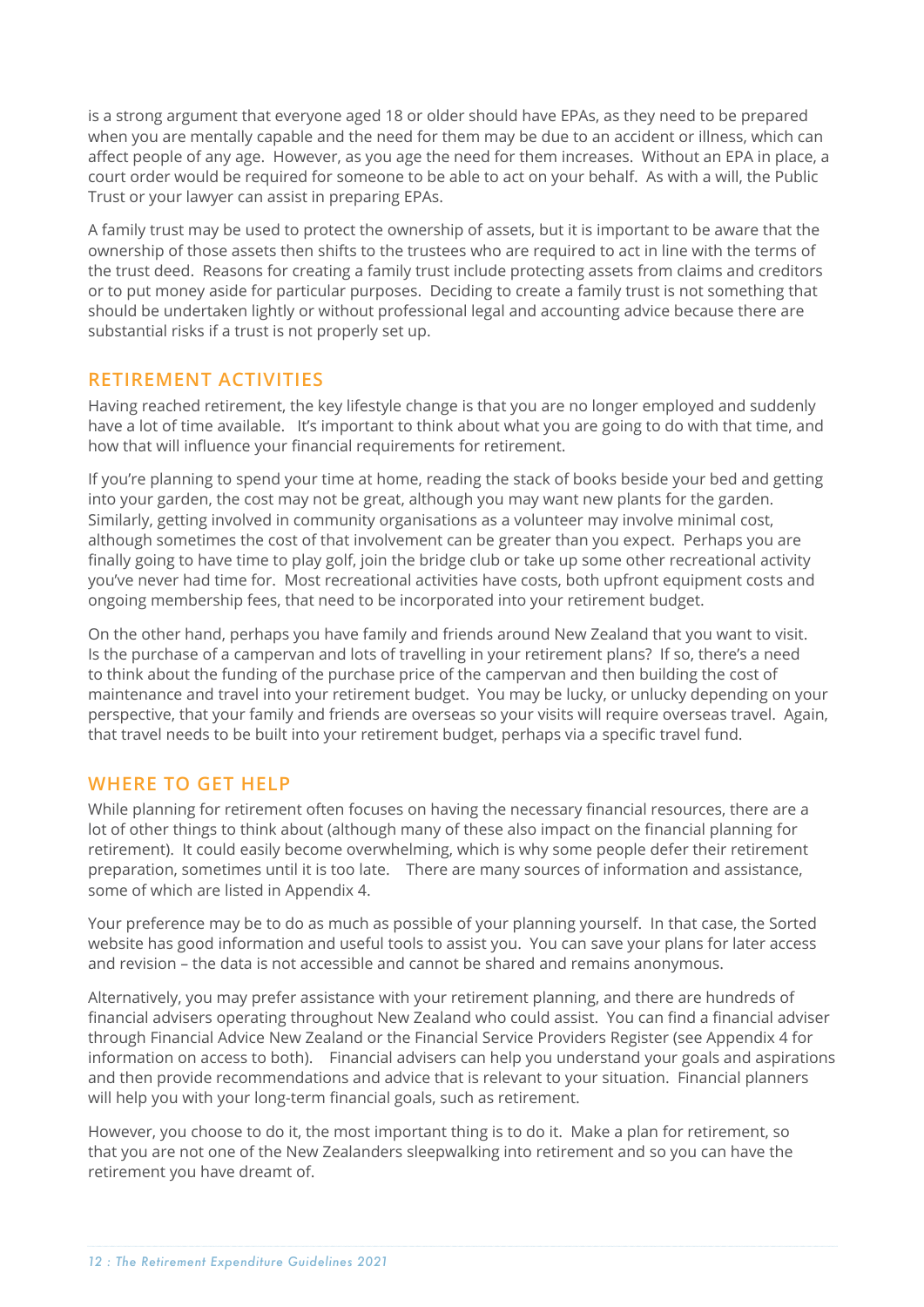is a strong argument that everyone aged 18 or older should have EPAs, as they need to be prepared when you are mentally capable and the need for them may be due to an accident or illness, which can affect people of any age. However, as you age the need for them increases. Without an EPA in place, a court order would be required for someone to be able to act on your behalf. As with a will, the Public Trust or your lawyer can assist in preparing EPAs.

A family trust may be used to protect the ownership of assets, but it is important to be aware that the ownership of those assets then shifts to the trustees who are required to act in line with the terms of the trust deed. Reasons for creating a family trust include protecting assets from claims and creditors or to put money aside for particular purposes. Deciding to create a family trust is not something that should be undertaken lightly or without professional legal and accounting advice because there are substantial risks if a trust is not properly set up.

## RETIREMENT ACTIVITIES

Having reached retirement, the key lifestyle change is that you are no longer employed and suddenly have a lot of time available. It's important to think about what you are going to do with that time, and how that will influence your financial requirements for retirement.

If you're planning to spend your time at home, reading the stack of books beside your bed and getting into your garden, the cost may not be great, although you may want new plants for the garden. Similarly, getting involved in community organisations as a volunteer may involve minimal cost, although sometimes the cost of that involvement can be greater than you expect. Perhaps you are finally going to have time to play golf, join the bridge club or take up some other recreational activity you've never had time for. Most recreational activities have costs, both upfront equipment costs and ongoing membership fees, that need to be incorporated into your retirement budget.

On the other hand, perhaps you have family and friends around New Zealand that you want to visit. Is the purchase of a campervan and lots of travelling in your retirement plans? If so, there's a need to think about the funding of the purchase price of the campervan and then building the cost of maintenance and travel into your retirement budget. You may be lucky, or unlucky depending on your perspective, that your family and friends are overseas so your visits will require overseas travel. Again, that travel needs to be built into your retirement budget, perhaps via a specific travel fund.

## WHERE TO GET HELP

While planning for retirement often focuses on having the necessary financial resources, there are a lot of other things to think about (although many of these also impact on the financial planning for retirement). It could easily become overwhelming, which is why some people defer their retirement preparation, sometimes until it is too late. There are many sources of information and assistance, some of which are listed in Appendix 4.

Your preference may be to do as much as possible of your planning yourself. In that case, the Sorted website has good information and useful tools to assist you. You can save your plans for later access and revision – the data is not accessible and cannot be shared and remains anonymous.

Alternatively, you may prefer assistance with your retirement planning, and there are hundreds of financial advisers operating throughout New Zealand who could assist. You can find a financial adviser through Financial Advice New Zealand or the Financial Service Providers Register (see Appendix 4 for information on access to both). Financial advisers can help you understand your goals and aspirations and then provide recommendations and advice that is relevant to your situation. Financial planners will help you with your long-term financial goals, such as retirement.

However, you choose to do it, the most important thing is to do it. Make a plan for retirement, so that you are not one of the New Zealanders sleepwalking into retirement and so you can have the retirement you have dreamt of.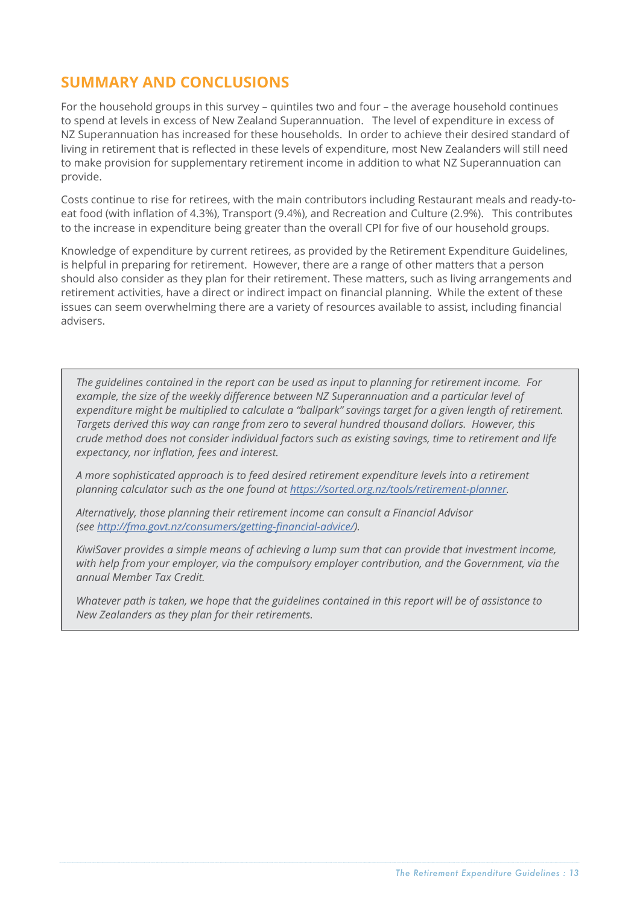## SUMMARY AND CONCLUSIONS

For the household groups in this survey – quintiles two and four – the average household continues to spend at levels in excess of New Zealand Superannuation. The level of expenditure in excess of NZ Superannuation has increased for these households. In order to achieve their desired standard of living in retirement that is reflected in these levels of expenditure, most New Zealanders will still need to make provision for supplementary retirement income in addition to what NZ Superannuation can provide.

Costs continue to rise for retirees, with the main contributors including Restaurant meals and ready-to-eat food (with inflation of 4.3%), Transport (9.4%), and Recreation and Culture (2.9%). This contributes to the increase in expenditure being greater than the overall CPI for five of our household groups.

Knowledge of expenditure by current retirees, as provided by the Retirement Expenditure Guidelines, is helpful in preparing for retirement. However, there are a range of other matters that a person should also consider as they plan for their retirement. These matters, such as living arrangements and retirement activities, have a direct or indirect impact on financial planning. While the extent of these issues can seem overwhelming there are a variety of resources available to assist, including financial advisers.

> *The guidelines contained in the report can be used as input to planning for retirement income. For example, the size of the weekly difference between NZ Superannuation and a particular level of expenditure might be multiplied to calculate a "ballpark" savings target for a given length of retirement. Targets derived this way can range from zero to several hundred thousand dollars. However, this crude method does not consider individual factors such as existing savings, time to retirement and life expectancy, nor inflation, fees and interest.*
>
> *A more sophisticated approach is to feed desired retirement expenditure levels into a retirement planning calculator such as the one found at [https://sorted.org.nz/tools/retirement-planner](https://sorted.org.nz/tools/retirement-planner).*
>
> *Alternatively, those planning their retirement income can consult a Financial Advisor (see [http://fma.govt.nz/consumers/getting-financial-advice/](http://fma.govt.nz/consumers/getting-financial-advice/)).*
>
> *KiwiSaver provides a simple means of achieving a lump sum that can provide that investment income, with help from your employer, via the compulsory employer contribution, and the Government, via the annual Member Tax Credit.*
>
> *Whatever path is taken, we hope that the guidelines contained in this report will be of assistance to New Zealanders as they plan for their retirements.*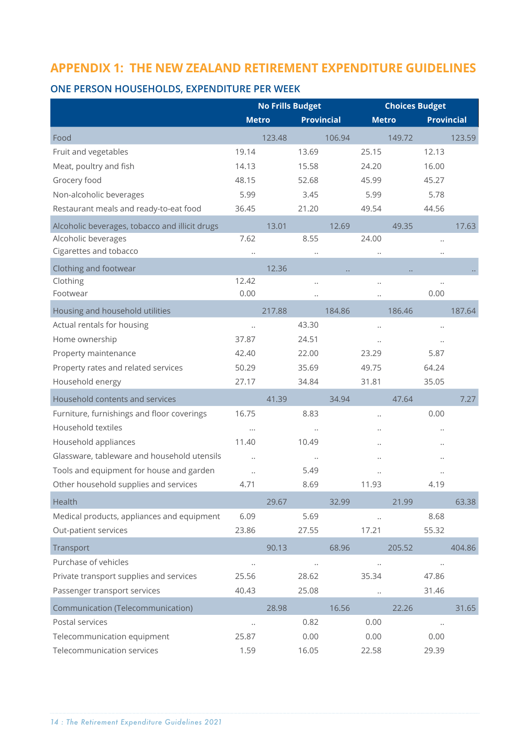## APPENDIX 1: THE NEW ZEALAND RETIREMENT EXPENDITURE GUIDELINES

### ONE PERSON HOUSEHOLDS, EXPENDITURE PER WEEK

| | No Frills Budget | | Choices Budget | |
|---|---|---|---|---|
| | Metro | Provincial | Metro | Provincial |
| Food | 123.48 | 106.94 | 149.72 | 123.59 |
| Fruit and vegetables | 19.14 | 13.69 | 25.15 | 12.13 |
| Meat, poultry and fish | 14.13 | 15.58 | 24.20 | 16.00 |
| Grocery food | 48.15 | 52.68 | 45.99 | 45.27 |
| Non-alcoholic beverages | 5.99 | 3.45 | 5.99 | 5.78 |
| Restaurant meals and ready-to-eat food | 36.45 | 21.20 | 49.54 | 44.56 |
| Alcoholic beverages, tobacco and illicit drugs | 13.01 | 12.69 | 49.35 | 17.63 |
| Alcoholic beverages | 7.62 | 8.55 | 24.00 | .. |
| Cigarettes and tobacco | .. | .. | .. | .. |
| Clothing and footwear | 12.36 | .. | .. | .. |
| Clothing | 12.42 | .. | .. | .. |
| Footwear | 0.00 | .. | .. | 0.00 |
| Housing and household utilities | 217.88 | 184.86 | 186.46 | 187.64 |
| Actual rentals for housing | .. | 43.30 | .. | .. |
| Home ownership | 37.87 | 24.51 | .. | .. |
| Property maintenance | 42.40 | 22.00 | 23.29 | 5.87 |
| Property rates and related services | 50.29 | 35.69 | 49.75 | 64.24 |
| Household energy | 27.17 | 34.84 | 31.81 | 35.05 |
| Household contents and services | 41.39 | 34.94 | 47.64 | 7.27 |
| Furniture, furnishings and floor coverings | 16.75 | 8.83 | .. | 0.00 |
| Household textiles | ... | .. | .. | .. |
| Household appliances | 11.40 | 10.49 | .. | .. |
| Glassware, tableware and household utensils | .. | .. | .. | .. |
| Tools and equipment for house and garden | .. | 5.49 | .. | .. |
| Other household supplies and services | 4.71 | 8.69 | 11.93 | 4.19 |
| Health | 29.67 | 32.99 | 21.99 | 63.38 |
| Medical products, appliances and equipment | 6.09 | 5.69 | .. | 8.68 |
| Out-patient services | 23.86 | 27.55 | 17.21 | 55.32 |
| Transport | 90.13 | 68.96 | 205.52 | 404.86 |
| Purchase of vehicles | .. | .. | .. | .. |
| Private transport supplies and services | 25.56 | 28.62 | 35.34 | 47.86 |
| Passenger transport services | 40.43 | 25.08 | .. | 31.46 |
| Communication (Telecommunication) | 28.98 | 16.56 | 22.26 | 31.65 |
| Postal services | .. | 0.82 | 0.00 | .. |
| Telecommunication equipment | 25.87 | 0.00 | 0.00 | 0.00 |
| Telecommunication services | 1.59 | 16.05 | 22.58 | 29.39 |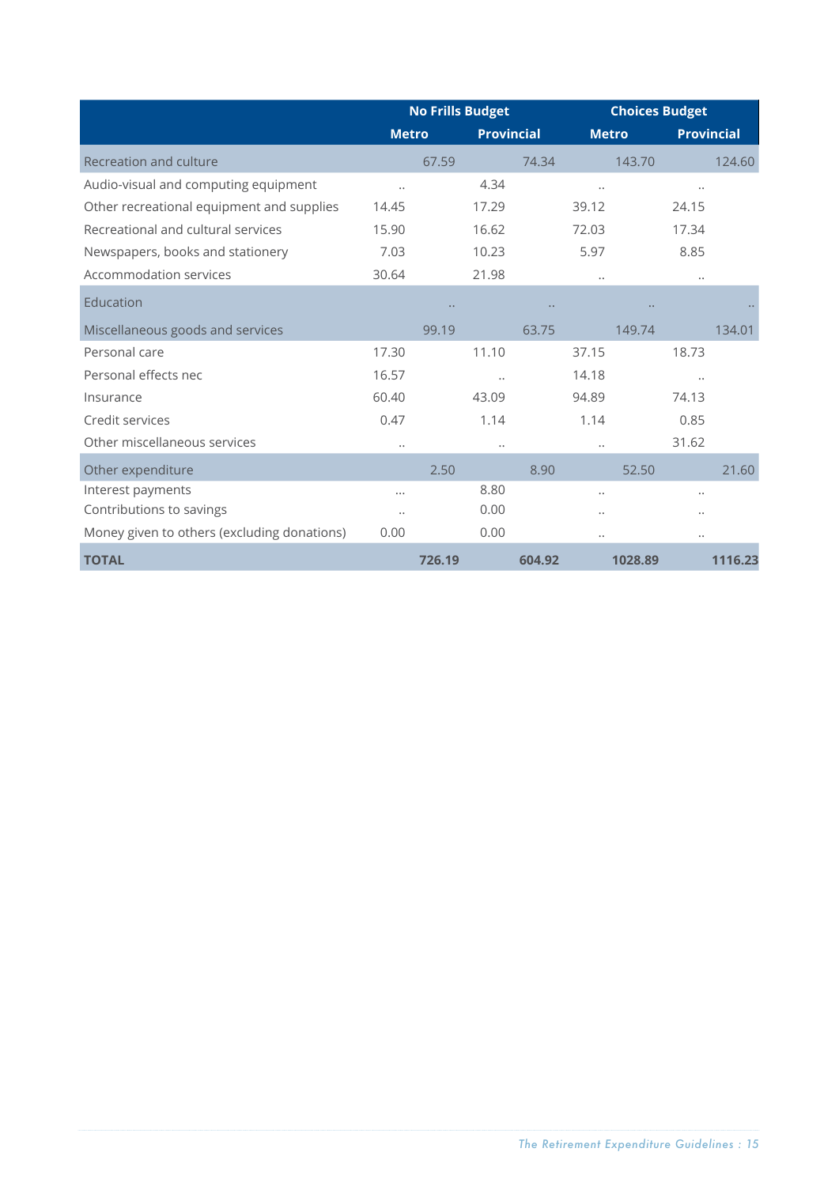| | No Frills Budget | | Choices Budget | |
|---|---|---|---|---|
| | Metro | Provincial | Metro | Provincial |
| Recreation and culture | 67.59 | 74.34 | 143.70 | 124.60 |
| Audio-visual and computing equipment | .. | 4.34 | .. | .. |
| Other recreational equipment and supplies | 14.45 | 17.29 | 39.12 | 24.15 |
| Recreational and cultural services | 15.90 | 16.62 | 72.03 | 17.34 |
| Newspapers, books and stationery | 7.03 | 10.23 | 5.97 | 8.85 |
| Accommodation services | 30.64 | 21.98 | .. | .. |
| Education | .. | .. | .. | .. |
| Miscellaneous goods and services | 99.19 | 63.75 | 149.74 | 134.01 |
| Personal care | 17.30 | 11.10 | 37.15 | 18.73 |
| Personal effects nec | 16.57 | .. | 14.18 | .. |
| Insurance | 60.40 | 43.09 | 94.89 | 74.13 |
| Credit services | 0.47 | 1.14 | 1.14 | 0.85 |
| Other miscellaneous services | .. | .. | .. | 31.62 |
| Other expenditure | 2.50 | 8.90 | 52.50 | 21.60 |
| Interest payments | ... | 8.80 | .. | .. |
| Contributions to savings | .. | 0.00 | .. | .. |
| Money given to others (excluding donations) | 0.00 | 0.00 | .. | .. |
| **TOTAL** | **726.19** | **604.92** | **1028.89** | **1116.23** |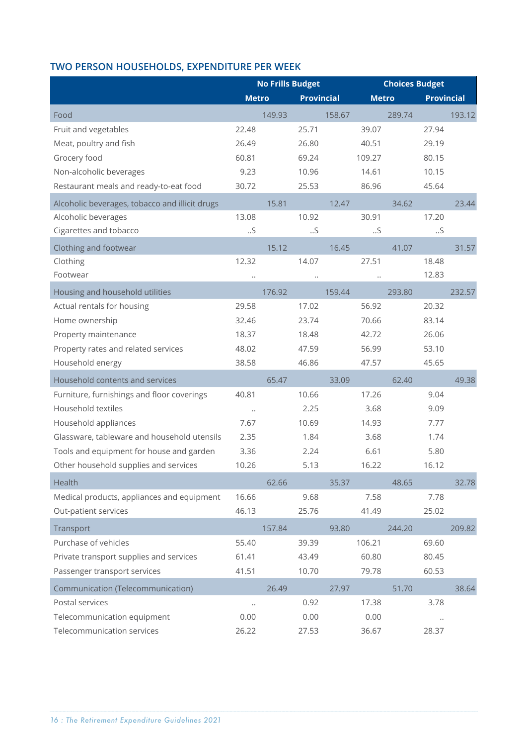## TWO PERSON HOUSEHOLDS, EXPENDITURE PER WEEK

| | No Frills Budget | | Choices Budget | |
|---|---|---|---|---|
| | Metro | Provincial | Metro | Provincial |
| Food | 149.93 | 158.67 | 289.74 | 193.12 |
| Fruit and vegetables | 22.48 | 25.71 | 39.07 | 27.94 |
| Meat, poultry and fish | 26.49 | 26.80 | 40.51 | 29.19 |
| Grocery food | 60.81 | 69.24 | 109.27 | 80.15 |
| Non-alcoholic beverages | 9.23 | 10.96 | 14.61 | 10.15 |
| Restaurant meals and ready-to-eat food | 30.72 | 25.53 | 86.96 | 45.64 |
| Alcoholic beverages, tobacco and illicit drugs | 15.81 | 12.47 | 34.62 | 23.44 |
| Alcoholic beverages | 13.08 | 10.92 | 30.91 | 17.20 |
| Cigarettes and tobacco | ..S | ..S | ..S | ..S |
| Clothing and footwear | 15.12 | 16.45 | 41.07 | 31.57 |
| Clothing | 12.32 | 14.07 | 27.51 | 18.48 |
| Footwear | .. | .. | .. | 12.83 |
| Housing and household utilities | 176.92 | 159.44 | 293.80 | 232.57 |
| Actual rentals for housing | 29.58 | 17.02 | 56.92 | 20.32 |
| Home ownership | 32.46 | 23.74 | 70.66 | 83.14 |
| Property maintenance | 18.37 | 18.48 | 42.72 | 26.06 |
| Property rates and related services | 48.02 | 47.59 | 56.99 | 53.10 |
| Household energy | 38.58 | 46.86 | 47.57 | 45.65 |
| Household contents and services | 65.47 | 33.09 | 62.40 | 49.38 |
| Furniture, furnishings and floor coverings | 40.81 | 10.66 | 17.26 | 9.04 |
| Household textiles | .. | 2.25 | 3.68 | 9.09 |
| Household appliances | 7.67 | 10.69 | 14.93 | 7.77 |
| Glassware, tableware and household utensils | 2.35 | 1.84 | 3.68 | 1.74 |
| Tools and equipment for house and garden | 3.36 | 2.24 | 6.61 | 5.80 |
| Other household supplies and services | 10.26 | 5.13 | 16.22 | 16.12 |
| Health | 62.66 | 35.37 | 48.65 | 32.78 |
| Medical products, appliances and equipment | 16.66 | 9.68 | 7.58 | 7.78 |
| Out-patient services | 46.13 | 25.76 | 41.49 | 25.02 |
| Transport | 157.84 | 93.80 | 244.20 | 209.82 |
| Purchase of vehicles | 55.40 | 39.39 | 106.21 | 69.60 |
| Private transport supplies and services | 61.41 | 43.49 | 60.80 | 80.45 |
| Passenger transport services | 41.51 | 10.70 | 79.78 | 60.53 |
| Communication (Telecommunication) | 26.49 | 27.97 | 51.70 | 38.64 |
| Postal services | .. | 0.92 | 17.38 | 3.78 |
| Telecommunication equipment | 0.00 | 0.00 | 0.00 | .. |
| Telecommunication services | 26.22 | 27.53 | 36.67 | 28.37 |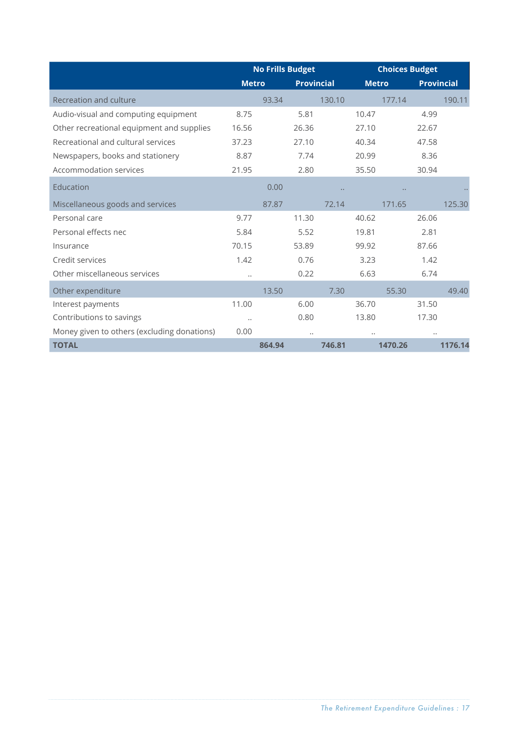| | No Frills Budget | | Choices Budget | |
|---|---|---|---|---|
| | Metro | Provincial | Metro | Provincial |
| Recreation and culture | 93.34 | 130.10 | 177.14 | 190.11 |
| Audio-visual and computing equipment | 8.75 | 5.81 | 10.47 | 4.99 |
| Other recreational equipment and supplies | 16.56 | 26.36 | 27.10 | 22.67 |
| Recreational and cultural services | 37.23 | 27.10 | 40.34 | 47.58 |
| Newspapers, books and stationery | 8.87 | 7.74 | 20.99 | 8.36 |
| Accommodation services | 21.95 | 2.80 | 35.50 | 30.94 |
| Education | 0.00 | .. | .. | .. |
| Miscellaneous goods and services | 87.87 | 72.14 | 171.65 | 125.30 |
| Personal care | 9.77 | 11.30 | 40.62 | 26.06 |
| Personal effects nec | 5.84 | 5.52 | 19.81 | 2.81 |
| Insurance | 70.15 | 53.89 | 99.92 | 87.66 |
| Credit services | 1.42 | 0.76 | 3.23 | 1.42 |
| Other miscellaneous services | .. | 0.22 | 6.63 | 6.74 |
| Other expenditure | 13.50 | 7.30 | 55.30 | 49.40 |
| Interest payments | 11.00 | 6.00 | 36.70 | 31.50 |
| Contributions to savings | .. | 0.80 | 13.80 | 17.30 |
| Money given to others (excluding donations) | 0.00 | .. | .. | .. |
| **TOTAL** | **864.94** | **746.81** | **1470.26** | **1176.14** |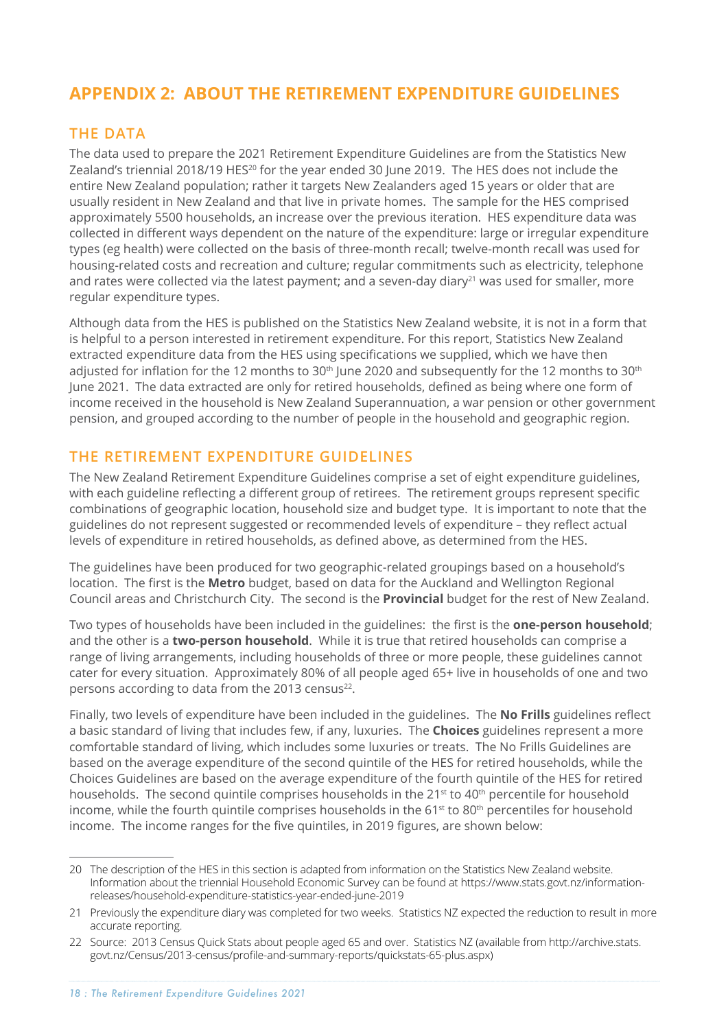# APPENDIX 2: ABOUT THE RETIREMENT EXPENDITURE GUIDELINES

## THE DATA

The data used to prepare the 2021 Retirement Expenditure Guidelines are from the Statistics New Zealand's triennial 2018/19 HES[20] for the year ended 30 June 2019. The HES does not include the entire New Zealand population; rather it targets New Zealanders aged 15 years or older that are usually resident in New Zealand and that live in private homes. The sample for the HES comprised approximately 5500 households, an increase over the previous iteration. HES expenditure data was collected in different ways dependent on the nature of the expenditure: large or irregular expenditure types (eg health) were collected on the basis of three-month recall; twelve-month recall was used for housing-related costs and recreation and culture; regular commitments such as electricity, telephone and rates were collected via the latest payment; and a seven-day diary[21] was used for smaller, more regular expenditure types.

Although data from the HES is published on the Statistics New Zealand website, it is not in a form that is helpful to a person interested in retirement expenditure. For this report, Statistics New Zealand extracted expenditure data from the HES using specifications we supplied, which we have then adjusted for inflation for the 12 months to 30th June 2020 and subsequently for the 12 months to 30th June 2021. The data extracted are only for retired households, defined as being where one form of income received in the household is New Zealand Superannuation, a war pension or other government pension, and grouped according to the number of people in the household and geographic region.

## THE RETIREMENT EXPENDITURE GUIDELINES

The New Zealand Retirement Expenditure Guidelines comprise a set of eight expenditure guidelines, with each guideline reflecting a different group of retirees. The retirement groups represent specific combinations of geographic location, household size and budget type. It is important to note that the guidelines do not represent suggested or recommended levels of expenditure – they reflect actual levels of expenditure in retired households, as defined above, as determined from the HES.

The guidelines have been produced for two geographic-related groupings based on a household's location. The first is the **Metro** budget, based on data for the Auckland and Wellington Regional Council areas and Christchurch City. The second is the **Provincial** budget for the rest of New Zealand.

Two types of households have been included in the guidelines: the first is the **one-person household**; and the other is a **two-person household**. While it is true that retired households can comprise a range of living arrangements, including households of three or more people, these guidelines cannot cater for every situation. Approximately 80% of all people aged 65+ live in households of one and two persons according to data from the 2013 census[22].

Finally, two levels of expenditure have been included in the guidelines. The **No Frills** guidelines reflect a basic standard of living that includes few, if any, luxuries. The **Choices** guidelines represent a more comfortable standard of living, which includes some luxuries or treats. The No Frills Guidelines are based on the average expenditure of the second quintile of the HES for retired households, while the Choices Guidelines are based on the average expenditure of the fourth quintile of the HES for retired households. The second quintile comprises households in the 21st to 40th percentile for household income, while the fourth quintile comprises households in the 61st to 80th percentiles for household income. The income ranges for the five quintiles, in 2019 figures, are shown below:

---

20 The description of the HES in this section is adapted from information on the Statistics New Zealand website. Information about the triennial Household Economic Survey can be found at https://www.stats.govt.nz/information-releases/household-expenditure-statistics-year-ended-june-2019

21 Previously the expenditure diary was completed for two weeks. Statistics NZ expected the reduction to result in more accurate reporting.

22 Source: 2013 Census Quick Stats about people aged 65 and over. Statistics NZ (available from http://archive.stats.govt.nz/Census/2013-census/profile-and-summary-reports/quickstats-65-plus.aspx)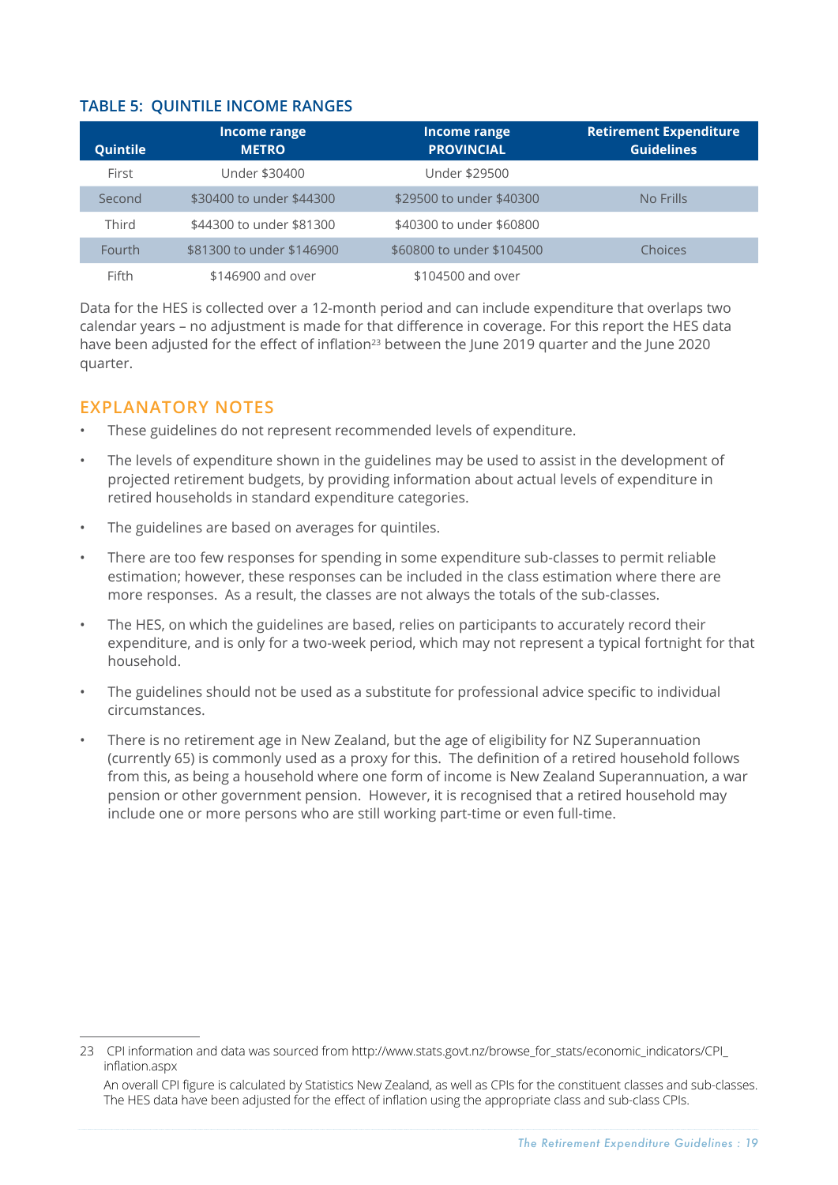### TABLE 5: QUINTILE INCOME RANGES

| Quintile | Income range METRO | Income range PROVINCIAL | Retirement Expenditure Guidelines |
|---|---|---|---|
| First | Under $30400 | Under $29500 | |
| Second | $30400 to under $44300 | $29500 to under $40300 | No Frills |
| Third | $44300 to under $81300 | $40300 to under $60800 | |
| Fourth | $81300 to under $146900 | $60800 to under $104500 | Choices |
| Fifth | $146900 and over | $104500 and over | |

Data for the HES is collected over a 12-month period and can include expenditure that overlaps two calendar years – no adjustment is made for that difference in coverage. For this report the HES data have been adjusted for the effect of inflation[23] between the June 2019 quarter and the June 2020 quarter.

## EXPLANATORY NOTES

- These guidelines do not represent recommended levels of expenditure.
- The levels of expenditure shown in the guidelines may be used to assist in the development of projected retirement budgets, by providing information about actual levels of expenditure in retired households in standard expenditure categories.
- The guidelines are based on averages for quintiles.
- There are too few responses for spending in some expenditure sub-classes to permit reliable estimation; however, these responses can be included in the class estimation where there are more responses. As a result, the classes are not always the totals of the sub-classes.
- The HES, on which the guidelines are based, relies on participants to accurately record their expenditure, and is only for a two-week period, which may not represent a typical fortnight for that household.
- The guidelines should not be used as a substitute for professional advice specific to individual circumstances.
- There is no retirement age in New Zealand, but the age of eligibility for NZ Superannuation (currently 65) is commonly used as a proxy for this. The definition of a retired household follows from this, as being a household where one form of income is New Zealand Superannuation, a war pension or other government pension. However, it is recognised that a retired household may include one or more persons who are still working part-time or even full-time.

---

23 CPI information and data was sourced from http://www.stats.govt.nz/browse_for_stats/economic_indicators/CPI_inflation.aspx

An overall CPI figure is calculated by Statistics New Zealand, as well as CPIs for the constituent classes and sub-classes. The HES data have been adjusted for the effect of inflation using the appropriate class and sub-class CPIs.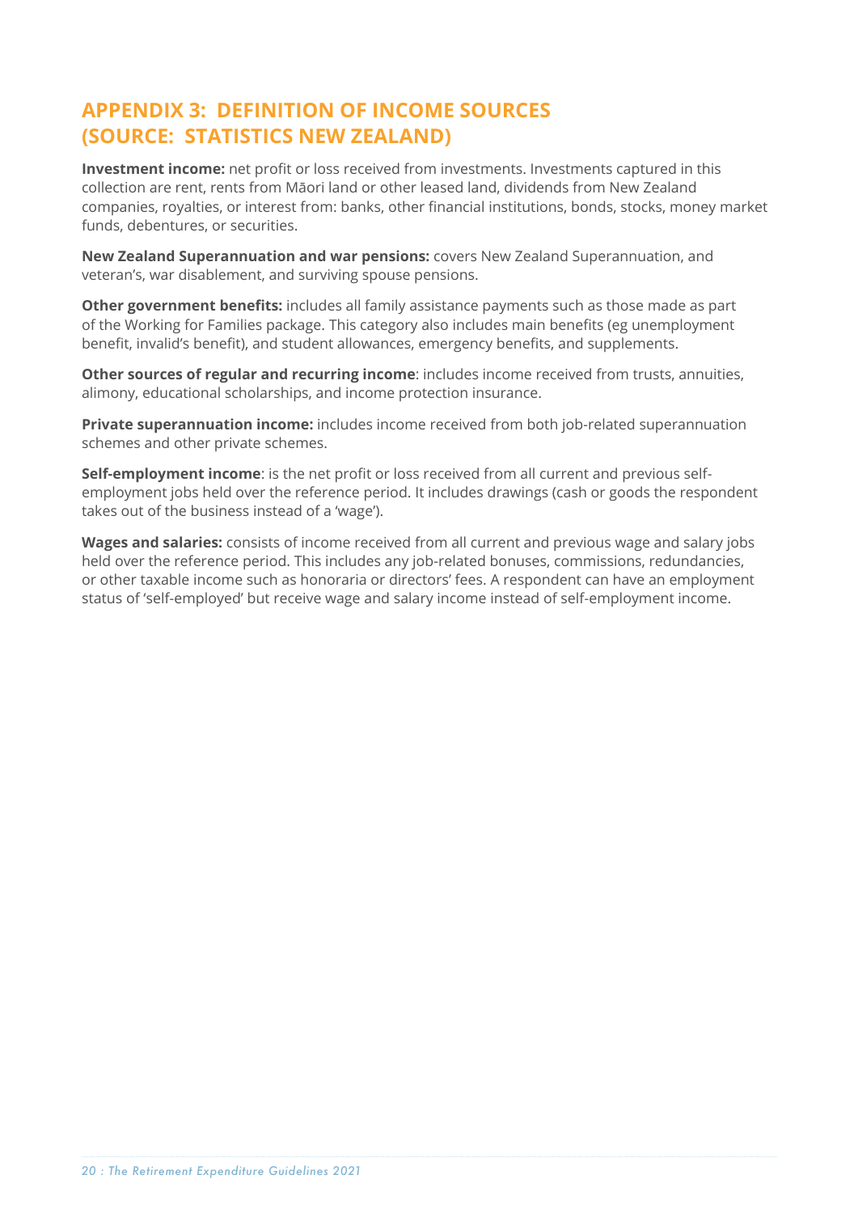## APPENDIX 3: DEFINITION OF INCOME SOURCES (SOURCE: STATISTICS NEW ZEALAND)

**Investment income:** net profit or loss received from investments. Investments captured in this collection are rent, rents from Māori land or other leased land, dividends from New Zealand companies, royalties, or interest from: banks, other financial institutions, bonds, stocks, money market funds, debentures, or securities.

**New Zealand Superannuation and war pensions:** covers New Zealand Superannuation, and veteran's, war disablement, and surviving spouse pensions.

**Other government benefits:** includes all family assistance payments such as those made as part of the Working for Families package. This category also includes main benefits (eg unemployment benefit, invalid's benefit), and student allowances, emergency benefits, and supplements.

**Other sources of regular and recurring income**: includes income received from trusts, annuities, alimony, educational scholarships, and income protection insurance.

**Private superannuation income:** includes income received from both job-related superannuation schemes and other private schemes.

**Self-employment income**: is the net profit or loss received from all current and previous self-employment jobs held over the reference period. It includes drawings (cash or goods the respondent takes out of the business instead of a 'wage').

**Wages and salaries:** consists of income received from all current and previous wage and salary jobs held over the reference period. This includes any job-related bonuses, commissions, redundancies, or other taxable income such as honoraria or directors' fees. A respondent can have an employment status of 'self-employed' but receive wage and salary income instead of self-employment income.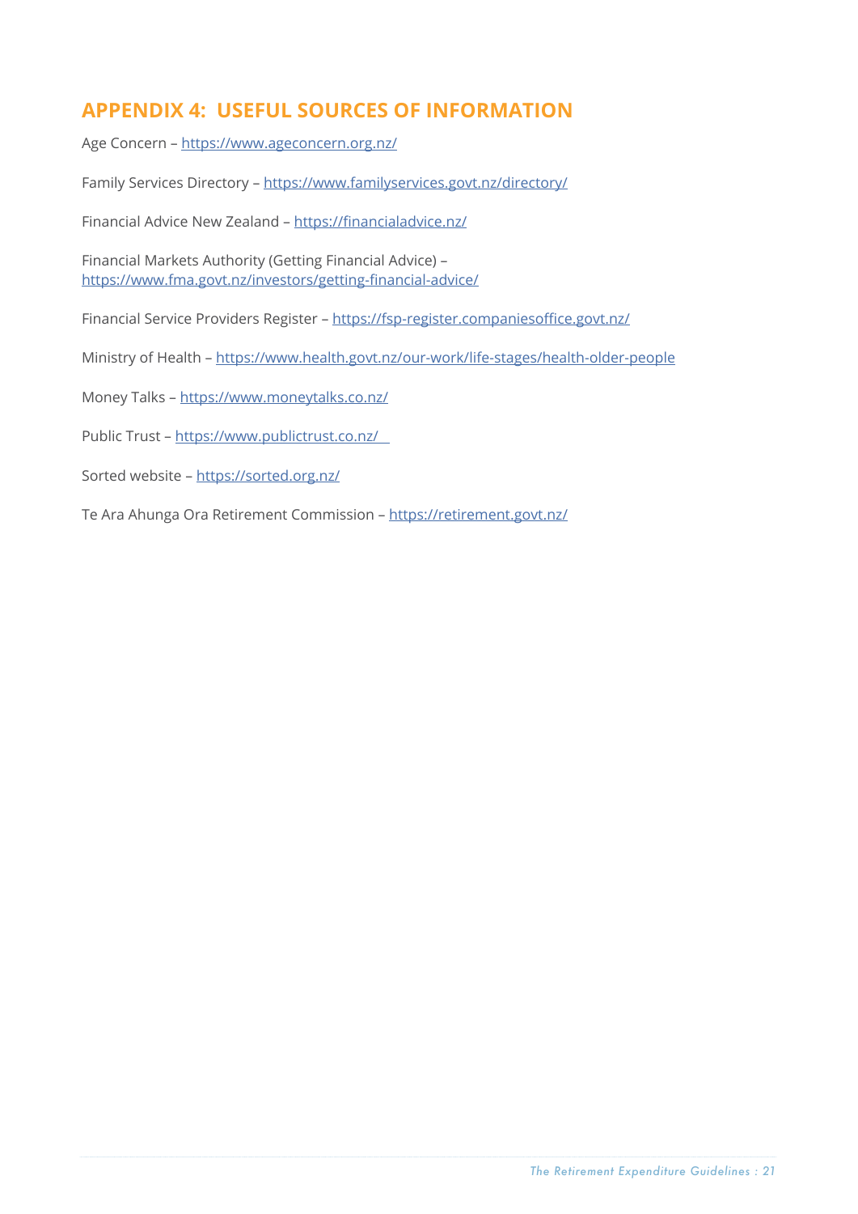## APPENDIX 4: USEFUL SOURCES OF INFORMATION

Age Concern – https://www.ageconcern.org.nz/

Family Services Directory – https://www.familyservices.govt.nz/directory/

Financial Advice New Zealand – https://financialadvice.nz/

Financial Markets Authority (Getting Financial Advice) – https://www.fma.govt.nz/investors/getting-financial-advice/

Financial Service Providers Register – https://fsp-register.companiesoffice.govt.nz/

Ministry of Health – https://www.health.govt.nz/our-work/life-stages/health-older-people

Money Talks – https://www.moneytalks.co.nz/

Public Trust – https://www.publictrust.co.nz/

Sorted website – https://sorted.org.nz/

Te Ara Ahunga Ora Retirement Commission – https://retirement.govt.nz/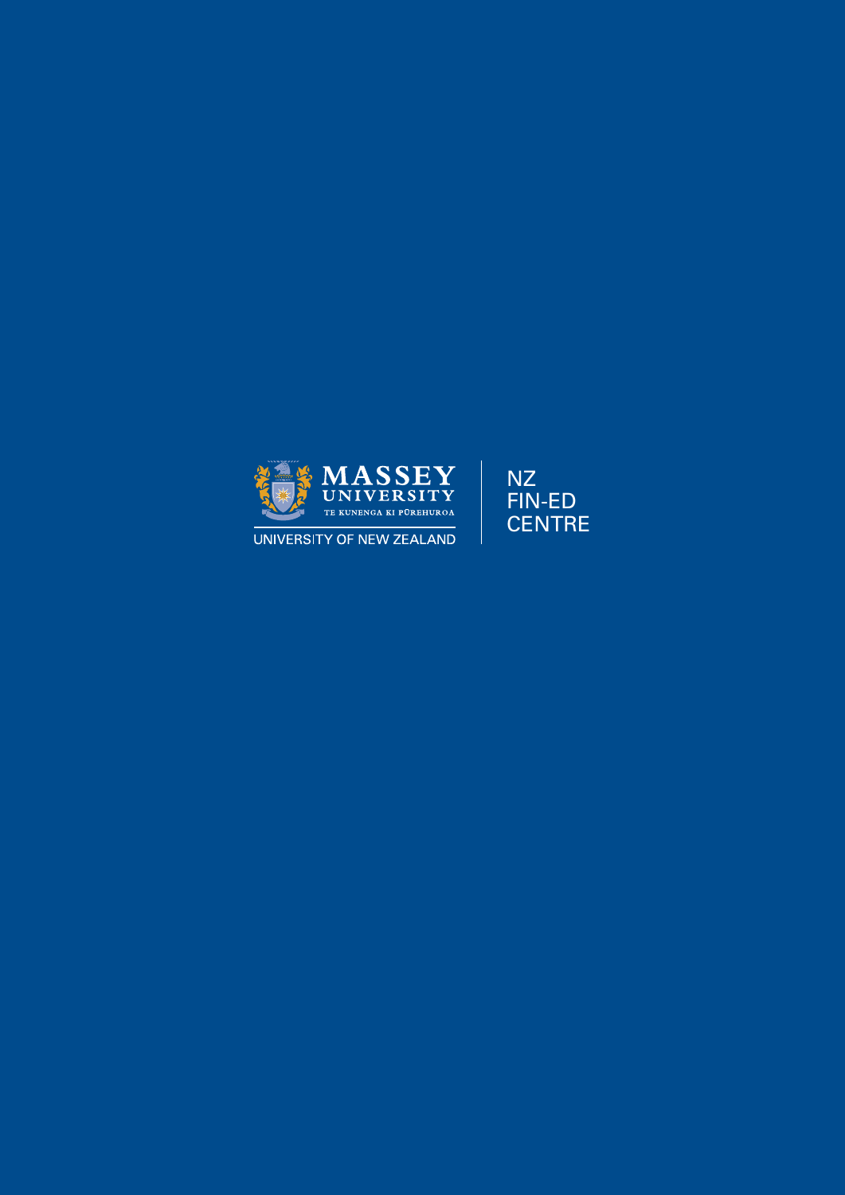MASSEY UNIVERSITY

TE KUNENGA KI PŪREHUROA

UNIVERSITY OF NEW ZEALAND

NZ
FIN-ED
CENTRE